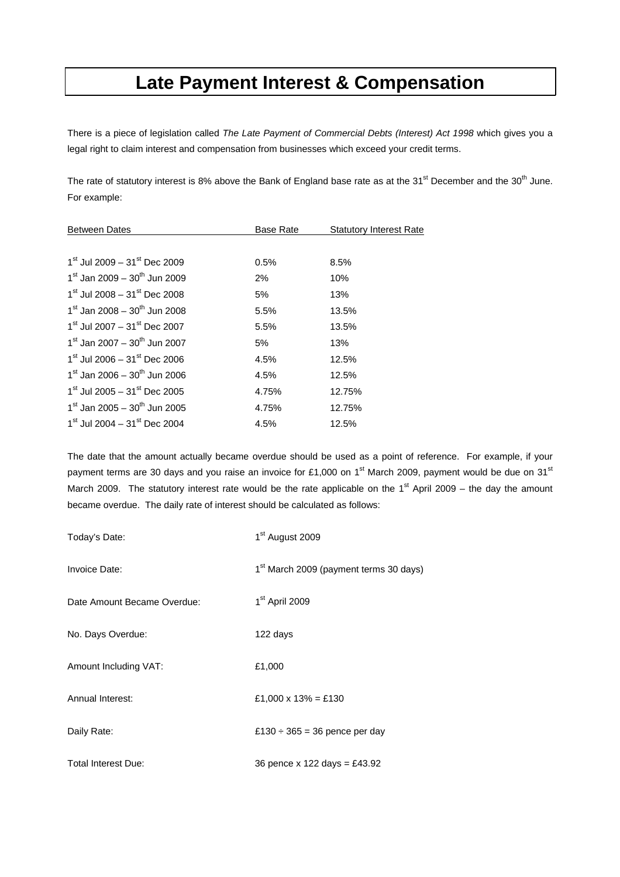# Late Payment Interest & Compensation

There is a piece of legislation called *The Late Payment of Commercial Debts (Interest) Act 1998* which gives you a legal right to claim interest and compensation from businesses which exceed your credit terms.

The rate of statutory interest is 8% above the Bank of England base rate as at the 31st December and the 30th June. For example:

| Between Dates | Base Rate | Statutory Interest Rate |
|---|---|---|
| 1st Jul 2009 – 31st Dec 2009 | 0.5% | 8.5% |
| 1st Jan 2009 – 30th Jun 2009 | 2% | 10% |
| 1st Jul 2008 – 31st Dec 2008 | 5% | 13% |
| 1st Jan 2008 – 30th Jun 2008 | 5.5% | 13.5% |
| 1st Jul 2007 – 31st Dec 2007 | 5.5% | 13.5% |
| 1st Jan 2007 – 30th Jun 2007 | 5% | 13% |
| 1st Jul 2006 – 31st Dec 2006 | 4.5% | 12.5% |
| 1st Jan 2006 – 30th Jun 2006 | 4.5% | 12.5% |
| 1st Jul 2005 – 31st Dec 2005 | 4.75% | 12.75% |
| 1st Jan 2005 – 30th Jun 2005 | 4.75% | 12.75% |
| 1st Jul 2004 – 31st Dec 2004 | 4.5% | 12.5% |

The date that the amount actually became overdue should be used as a point of reference. For example, if your payment terms are 30 days and you raise an invoice for £1,000 on 1st March 2009, payment would be due on 31st March 2009. The statutory interest rate would be the rate applicable on the 1st April 2009 – the day the amount became overdue. The daily rate of interest should be calculated as follows:

| | |
|---|---|
| Today's Date: | 1st August 2009 |
| Invoice Date: | 1st March 2009 (payment terms 30 days) |
| Date Amount Became Overdue: | 1st April 2009 |
| No. Days Overdue: | 122 days |
| Amount Including VAT: | £1,000 |
| Annual Interest: | £1,000 x 13% = £130 |
| Daily Rate: | £130 ÷ 365 = 36 pence per day |
| Total Interest Due: | 36 pence x 122 days = £43.92 |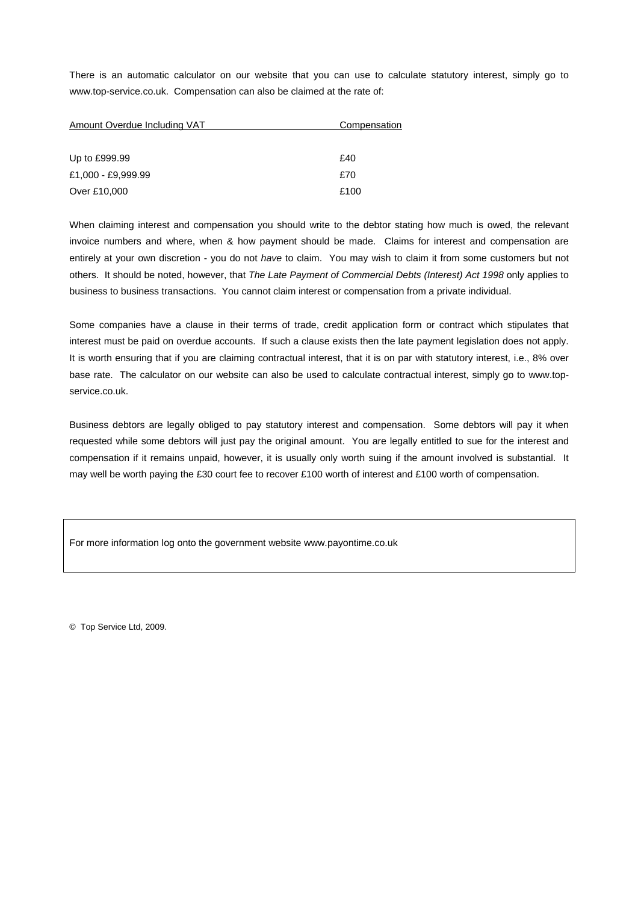There is an automatic calculator on our website that you can use to calculate statutory interest, simply go to www.top-service.co.uk. Compensation can also be claimed at the rate of:

| Amount Overdue Including VAT | Compensation |
|---|---|
| Up to £999.99 | £40 |
| £1,000 - £9,999.99 | £70 |
| Over £10,000 | £100 |

When claiming interest and compensation you should write to the debtor stating how much is owed, the relevant invoice numbers and where, when & how payment should be made. Claims for interest and compensation are entirely at your own discretion - you do not *have* to claim. You may wish to claim it from some customers but not others. It should be noted, however, that *The Late Payment of Commercial Debts (Interest) Act 1998* only applies to business to business transactions. You cannot claim interest or compensation from a private individual.

Some companies have a clause in their terms of trade, credit application form or contract which stipulates that interest must be paid on overdue accounts. If such a clause exists then the late payment legislation does not apply. It is worth ensuring that if you are claiming contractual interest, that it is on par with statutory interest, i.e., 8% over base rate. The calculator on our website can also be used to calculate contractual interest, simply go to www.top-service.co.uk.

Business debtors are legally obliged to pay statutory interest and compensation. Some debtors will pay it when requested while some debtors will just pay the original amount. You are legally entitled to sue for the interest and compensation if it remains unpaid, however, it is usually only worth suing if the amount involved is substantial. It may well be worth paying the £30 court fee to recover £100 worth of interest and £100 worth of compensation.

For more information log onto the government website www.payontime.co.uk

© Top Service Ltd, 2009.